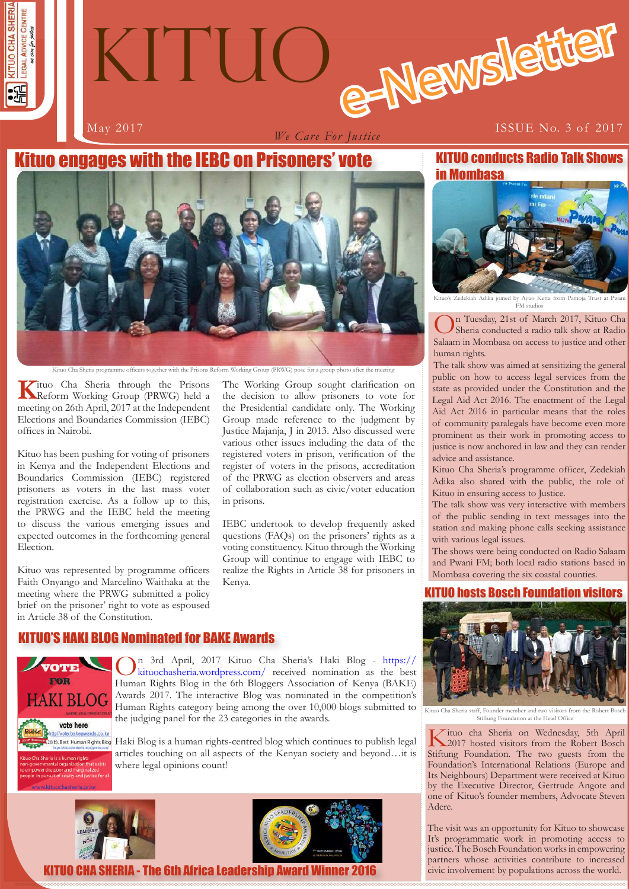# KITUO e-Newsletter

May 2017 — *We Care For Justice* — ISSUE No. 3 of 2017

## Kituo engages with the IEBC on Prisoners' vote

Kituo Cha Sheria programme officers together with the Prisons Reform Working Group (PRWG) pose for a group photo after the meeting

Kituo Cha Sheria through the Prisons Reform Working Group (PRWG) held a meeting on 26th April, 2017 at the Independent Elections and Boundaries Commission (IEBC) offices in Nairobi.

Kituo has been pushing for voting of prisoners in Kenya and the Independent Elections and Boundaries Commission (IEBC) registered prisoners as voters in the last mass voter registration exercise. As a follow up to this, the PRWG and the IEBC held the meeting to discuss the various emerging issues and expected outcomes in the forthcoming general Election.

Kituo was represented by programme officers Faith Onyango and Marcelino Waithaka at the meeting where the PRWG submitted a policy brief on the prisoner' right to vote as espoused in Article 38 of the Constitution.

The Working Group sought clarification on the decision to allow prisoners to vote for the Presidential candidate only. The Working Group made reference to the judgment by Justice Majanja, J in 2013. Also discussed were various other issues including the data of the registered voters in prison, verification of the register of voters in the prisons, accreditation of the PRWG as election observers and areas of collaboration such as civic/voter education in prisons.

IEBC undertook to develop frequently asked questions (FAQs) on the prisoners' rights as a voting constituency. Kituo through the Working Group will continue to engage with IEBC to realize the Rights in Article 38 for prisoners in Kenya.

## KITUO'S HAKI BLOG Nominated for BAKE Awards

VOTE FOR HAKI BLOG

On 3rd April, 2017 Kituo Cha Sheria's Haki Blog - https://kituochasheria.wordpress.com/ received nomination as the best Human Rights Blog in the 6th Bloggers Association of Kenya (BAKE) Awards 2017. The interactive Blog was nominated in the competition's Human Rights category being among the over 10,000 blogs submitted to the judging panel for the 23 categories in the awards.

Haki Blog is a human rights-centred blog which continues to publish legal articles touching on all aspects of the Kenyan society and beyond…it is where legal opinions count!

## KITUO CHA SHERIA - The 6th Africa Leadership Award Winner 2016

## KITUO conducts Radio Talk Shows in Mombasa

Kituo's Zedekiah Adika joined by Ayuo Ketta from Pamoja Trust at Pwani FM studios

On Tuesday, 21st of March 2017, Kituo Cha Sheria conducted a radio talk show at Radio Salaam in Mombasa on access to justice and other human rights.

The talk show was aimed at sensitizing the general public on how to access legal services from the state as provided under the Constitution and the Legal Aid Act 2016. The enactment of the Legal Aid Act 2016 in particular means that the roles of community paralegals have become even more prominent as their work in promoting access to justice is now anchored in law and they can render advice and assistance.

Kituo Cha Sheria's programme officer, Zedekiah Adika also shared with the public, the role of Kituo in ensuring access to Justice.

The talk show was very interactive with members of the public sending in text messages into the station and making phone calls seeking assistance with various legal issues.

The shows were being conducted on Radio Salaam and Pwani FM; both local radio stations based in Mombasa covering the six coastal counties.

## KITUO hosts Bosch Foundation visitors

Kituo Cha Sheria staff, Founder member and two visitors from the Robert Bosch Stiftung Foundation at the Head Office

Kituo cha Sheria on Wednesday, 5th April 2017 hosted visitors from the Robert Bosch Stiftung Foundation. The two guests from the Foundation's International Relations (Europe and Its Neighbours) Department were received at Kituo by the Executive Director, Gertrude Angote and one of Kituo's founder members, Advocate Steven Adere.

The visit was an opportunity for Kituo to showcase It's programmatic work in promoting access to justice. The Bosch Foundation works in empowering partners whose activities contribute to increased civic involvement by populations across the world.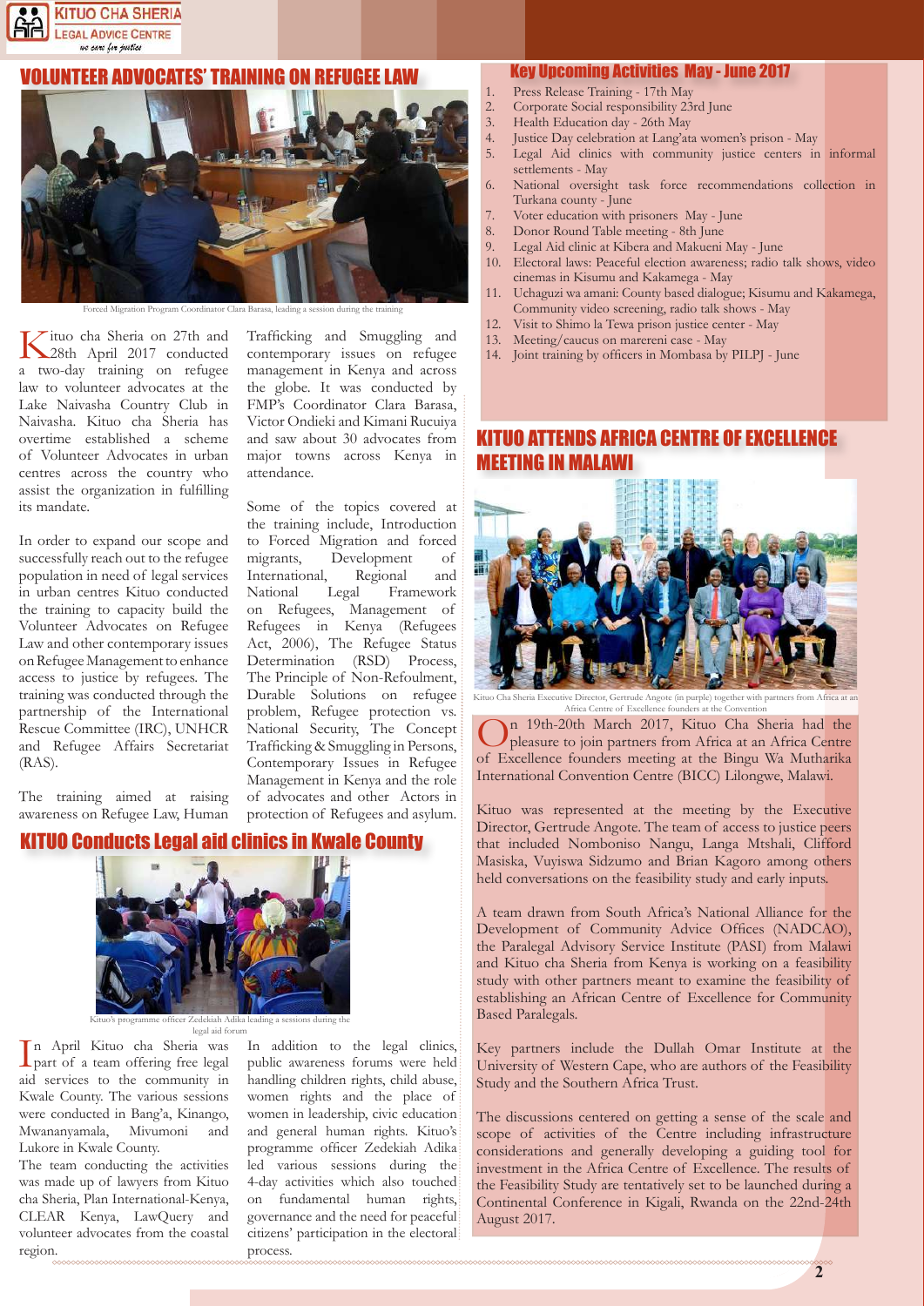## VOLUNTEER ADVOCATES' TRAINING ON REFUGEE LAW

Forced Migration Program Coordinator Clara Barasa, leading a session during the training

Kituo cha Sheria on 27th and 28th April 2017 conducted a two-day training on refugee law to volunteer advocates at the Lake Naivasha Country Club in Naivasha. Kituo cha Sheria has overtime established a scheme of Volunteer Advocates in urban centres across the country who assist the organization in fulfilling its mandate.

In order to expand our scope and successfully reach out to the refugee population in need of legal services in urban centres Kituo conducted the training to capacity build the Volunteer Advocates on Refugee Law and other contemporary issues on Refugee Management to enhance access to justice by refugees. The training was conducted through the partnership of the International Rescue Committee (IRC), UNHCR and Refugee Affairs Secretariat (RAS).

The training aimed at raising awareness on Refugee Law, Human Trafficking and Smuggling and contemporary issues on refugee management in Kenya and across the globe. It was conducted by FMP's Coordinator Clara Barasa, Victor Ondieki and Kimani Rucuiya and saw about 30 advocates from major towns across Kenya in attendance.

Some of the topics covered at the training include, Introduction to Forced Migration and forced migrants, Development of International, Regional and National Legal Framework on Refugees, Management of Refugees in Kenya (Refugees Act, 2006), The Refugee Status Determination (RSD) Process, The Principle of Non-Refoulment, Durable Solutions on refugee problem, Refugee protection vs. National Security, The Concept Trafficking & Smuggling in Persons, Contemporary Issues in Refugee Management in Kenya and the role of advocates and other Actors in protection of Refugees and asylum.

## KITUO Conducts Legal aid clinics in Kwale County

Kituo's programme officer Zedekiah Adika leading a sessions during the legal aid forum

In April Kituo cha Sheria was part of a team offering free legal aid services to the community in Kwale County. The various sessions were conducted in Bang'a, Kinango, Mwananyamala, Mivumoni and Lukore in Kwale County.

The team conducting the activities was made up of lawyers from Kituo cha Sheria, Plan International-Kenya, CLEAR Kenya, LawQuery and volunteer advocates from the coastal region.

In addition to the legal clinics, public awareness forums were held handling children rights, child abuse, women rights and the place of women in leadership, civic education and general human rights. Kituo's programme officer Zedekiah Adika led various sessions during the 4-day activities which also touched on fundamental human rights, governance and the need for peaceful citizens' participation in the electoral process.

## Key Upcoming Activities May - June 2017

1. Press Release Training - 17th May
2. Corporate Social responsibility 23rd June
3. Health Education day - 26th May
4. Justice Day celebration at Lang'ata women's prison - May
5. Legal Aid clinics with community justice centers in informal settlements - May
6. National oversight task force recommendations collection in Turkana county - June
7. Voter education with prisoners May - June
8. Donor Round Table meeting - 8th June
9. Legal Aid clinic at Kibera and Makueni May - June
10. Electoral laws: Peaceful election awareness; radio talk shows, video cinemas in Kisumu and Kakamega - May
11. Uchaguzi wa amani: County based dialogue; Kisumu and Kakamega, Community video screening, radio talk shows - May
12. Visit to Shimo la Tewa prison justice center - May
13. Meeting/caucus on marereni case - May
14. Joint training by officers in Mombasa by PILPJ - June

## KITUO ATTENDS AFRICA CENTRE OF EXCELLENCE MEETING IN MALAWI

Kituo Cha Sheria Executive Director, Gertrude Angote (in purple) together with partners from Africa at an Africa Centre of Excellence founders at the Convention

On 19th-20th March 2017, Kituo Cha Sheria had the pleasure to join partners from Africa at an Africa Centre of Excellence founders meeting at the Bingu Wa Mutharika International Convention Centre (BICC) Lilongwe, Malawi.

Kituo was represented at the meeting by the Executive Director, Gertrude Angote. The team of access to justice peers that included Nomboniso Nangu, Langa Mtshali, Clifford Masiska, Vuyiswa Sidzumo and Brian Kagoro among others held conversations on the feasibility study and early inputs.

A team drawn from South Africa's National Alliance for the Development of Community Advice Offices (NADCAO), the Paralegal Advisory Service Institute (PASI) from Malawi and Kituo cha Sheria from Kenya is working on a feasibility study with other partners meant to examine the feasibility of establishing an African Centre of Excellence for Community Based Paralegals.

Key partners include the Dullah Omar Institute at the University of Western Cape, who are authors of the Feasibility Study and the Southern Africa Trust.

The discussions centered on getting a sense of the scale and scope of activities of the Centre including infrastructure considerations and generally developing a guiding tool for investment in the Africa Centre of Excellence. The results of the Feasibility Study are tentatively set to be launched during a Continental Conference in Kigali, Rwanda on the 22nd-24th August 2017.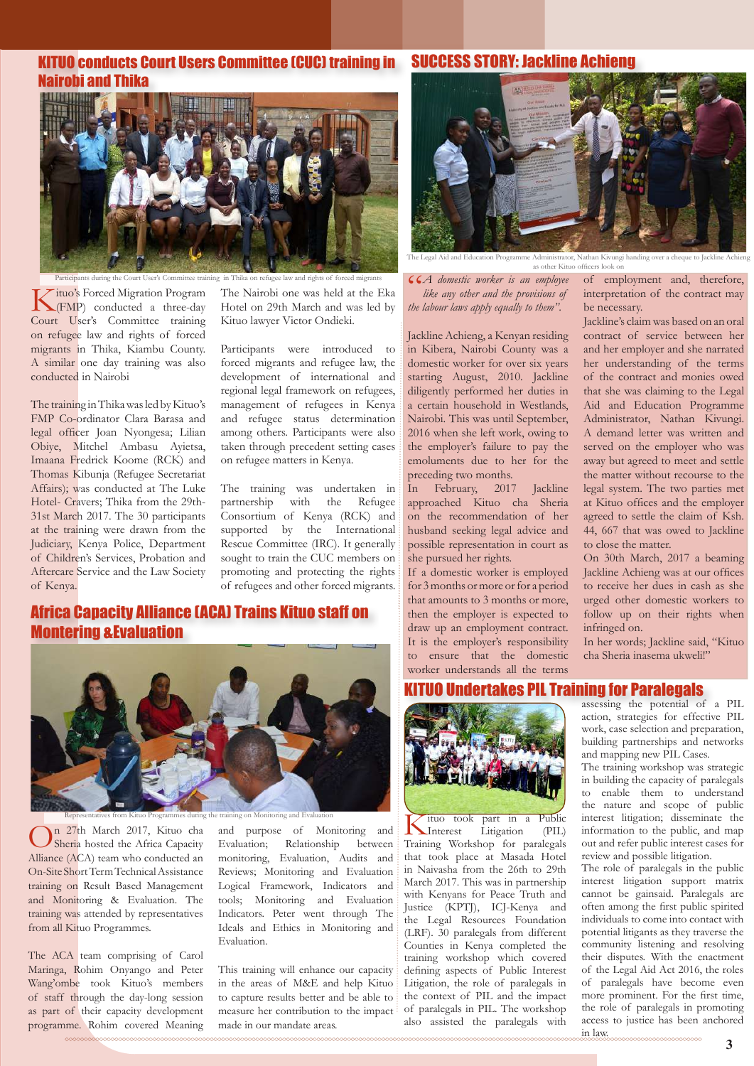## KITUO conducts Court Users Committee (CUC) training in Nairobi and Thika

Participants during the Court User's Committee training in Thika on refugee law and rights of forced migrants

Kituo's Forced Migration Program (FMP) conducted a three-day Court User's Committee training on refugee law and rights of forced migrants in Thika, Kiambu County. A similar one day training was also conducted in Nairobi

The training in Thika was led by Kituo's FMP Co-ordinator Clara Barasa and legal officer Joan Nyongesa; Lilian Obiye, Mitchel Ambasu Ayietsa, Imaana Fredrick Koome (RCK) and Thomas Kibunja (Refugee Secretariat Affairs); was conducted at The Luke Hotel- Cravers; Thika from the 29th-31st March 2017. The 30 participants at the training were drawn from the Judiciary, Kenya Police, Department of Children's Services, Probation and Aftercare Service and the Law Society of Kenya.

The Nairobi one was held at the Eka Hotel on 29th March and was led by Kituo lawyer Victor Ondieki.

Participants were introduced to forced migrants and refugee law, the development of international and regional legal framework on refugees, management of refugees in Kenya and refugee status determination among others. Participants were also taken through precedent setting cases on refugee matters in Kenya.

The training was undertaken in partnership with the Refugee Consortium of Kenya (RCK) and supported by the International Rescue Committee (IRC). It generally sought to train the CUC members on promoting and protecting the rights of refugees and other forced migrants.

## Africa Capacity Alliance (ACA) Trains Kituo staff on Montering &Evaluation

Representatives from Kituo Programmes during the training on Monitoring and Evaluation

On 27th March 2017, Kituo cha Sheria hosted the Africa Capacity Alliance (ACA) team who conducted an On-Site Short Term Technical Assistance training on Result Based Management and Monitoring & Evaluation. The training was attended by representatives from all Kituo Programmes.

The ACA team comprising of Carol Maringa, Rohim Onyango and Peter Wang'ombe took Kituo's members of staff through the day-long session as part of their capacity development programme. Rohim covered Meaning and purpose of Monitoring and Evaluation; Relationship between monitoring, Evaluation, Audits and Reviews; Monitoring and Evaluation Logical Framework, Indicators and tools; Monitoring and Evaluation Indicators. Peter went through The Ideals and Ethics in Monitoring and Evaluation.

This training will enhance our capacity in the areas of M&E and help Kituo to capture results better and be able to measure her contribution to the impact made in our mandate areas.

## SUCCESS STORY: Jackline Achieng

The Legal Aid and Education Programme Administrator, Nathan Kivungi handing over a cheque to Jackline Achieng as other Kituo officers look on

*"A domestic worker is an employee like any other and the provisions of the labour laws apply equally to them".*

Jackline Achieng, a Kenyan residing in Kibera, Nairobi County was a domestic worker for over six years starting August, 2010. Jackline diligently performed her duties in a certain household in Westlands, Nairobi. This was until September, 2016 when she left work, owing to the employer's failure to pay the emoluments due to her for the preceding two months.

In February, 2017 Jackline approached Kituo cha Sheria on the recommendation of her husband seeking legal advice and possible representation in court as she pursued her rights.

If a domestic worker is employed for 3 months or more or for a period that amounts to 3 months or more, then the employer is expected to draw up an employment contract. It is the employer's responsibility to ensure that the domestic worker understands all the terms of employment and, therefore, interpretation of the contract may be necessary.

Jackline's claim was based on an oral contract of service between her and her employer and she narrated her understanding of the terms of the contract and monies owed that she was claiming to the Legal Aid and Education Programme Administrator, Nathan Kivungi. A demand letter was written and served on the employer who was away but agreed to meet and settle the matter without recourse to the legal system. The two parties met at Kituo offices and the employer agreed to settle the claim of Ksh. 44, 667 that was owed to Jackline to close the matter.

On 30th March, 2017 a beaming Jackline Achieng was at our offices to receive her dues in cash as she urged other domestic workers to follow up on their rights when infringed on.

In her words; Jackline said, "Kituo cha Sheria inasema ukweli!"

## KITUO Undertakes PIL Training for Paralegals

Kituo took part in a Public Interest Litigation (PIL) Training Workshop for paralegals that took place at Masada Hotel in Naivasha from the 26th to 29th March 2017. This was in partnership with Kenyans for Peace Truth and Justice (KPTJ), ICJ-Kenya and the Legal Resources Foundation (LRF). 30 paralegals from different Counties in Kenya completed the training workshop which covered defining aspects of Public Interest Litigation, the role of paralegals in the context of PIL and the impact of paralegals in PIL. The workshop also assisted the paralegals with assessing the potential of a PIL action, strategies for effective PIL work, case selection and preparation, building partnerships and networks and mapping new PIL Cases.

The training workshop was strategic in building the capacity of paralegals to enable them to understand the nature and scope of public interest litigation; disseminate the information to the public, and map out and refer public interest cases for review and possible litigation.

The role of paralegals in the public interest litigation support matrix cannot be gainsaid. Paralegals are often among the first public spirited individuals to come into contact with potential litigants as they traverse the community listening and resolving their disputes. With the enactment of the Legal Aid Act 2016, the roles of paralegals have become even more prominent. For the first time, the role of paralegals in promoting access to justice has been anchored in law.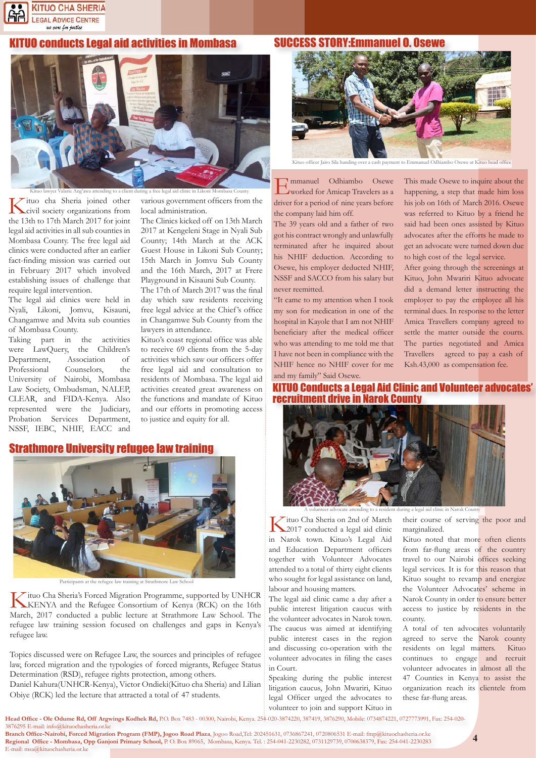## KITUO conducts Legal aid activities in Mombasa

Kituo lawyer Valarie Ang'awa attending to a client during a free legal aid clinic in Likoni Mombasa County

Kituo cha Sheria joined other civil society organizations from the 13th to 17th March 2017 for joint legal aid activities in all sub counties in Mombasa County. The free legal aid clinics were conducted after an earlier fact-finding mission was carried out in February 2017 which involved establishing issues of challenge that require legal intervention.

The legal aid clinics were held in Nyali, Likoni, Jomvu, Kisauni, Changamwe and Mvita sub counties of Mombasa County.

Taking part in the activities were LawQuery, the Children's Department, Association of Professional Counselors, the University of Nairobi, Mombasa Law Society, Ombudsman, NALEP, CLEAR, and FIDA-Kenya. Also represented were the Judiciary, Probation Services Department, NSSF, IEBC, NHIF, EACC and various government officers from the local administration.

The Clinics kicked off on 13th March 2017 at Kengeleni Stage in Nyali Sub County; 14th March at the ACK Guest House in Likoni Sub County; 15th March in Jomvu Sub County and the 16th March, 2017 at Frere Playground in Kisauni Sub County.

The 17th of March 2017 was the final day which saw residents receiving free legal advice at the Chief's office in Changamwe Sub County from the lawyers in attendance.

Kituo's coast regional office was able to receive 69 clients from the 5-day activities which saw our officers offer free legal aid and consultation to residents of Mombasa. The legal aid activities created great awareness on the functions and mandate of Kituo and our efforts in promoting access to justice and equity for all.

## Strathmore University refugee law training

Participants at the refugee law training at Strathmore Law School

Kituo Cha Sheria's Forced Migration Programme, supported by UNHCR KENYA and the Refugee Consortium of Kenya (RCK) on the 16th March, 2017 conducted a public lecture at Strathmore Law School. The refugee law training session focused on challenges and gaps in Kenya's refugee law.

Topics discussed were on Refugee Law, the sources and principles of refugee law, forced migration and the typologies of forced migrants, Refugee Status Determination (RSD), refugee rights protection, among others.

Daniel Kahura(UNHCR-Kenya), Victor Ondieki(Kituo cha Sheria) and Lilian Obiye (RCK) led the lecture that attracted a total of 47 students.

## SUCCESS STORY:Emmanuel O. Osewe

Kituo officer Jairo Sila handing over a cash payment to Emmanuel Odhiambo Osewe at Kituo head office

Emmanuel Odhiambo Osewe worked for Amicap Travelers as a driver for a period of nine years before the company laid him off.

The 39 years old and a father of two got his contract wrongly and unlawfully terminated after he inquired about his NHIF deduction. According to Osewe, his employer deducted NHIF, NSSF and SACCO from his salary but never reemitted.

"It came to my attention when I took my son for medication in one of the hospital in Kayole that I am not NHIF beneficiary after the medical officer who was attending to me told me that I have not been in compliance with the NHIF hence no NHIF cover for me and my family" Said Osewe.

This made Osewe to inquire about the happening, a step that made him loss his job on 16th of March 2016. Osewe was referred to Kituo by a friend he said had been ones assisted by Kituo advocates after the efforts he made to get an advocate were turned down due to high cost of the legal service.

After going through the screenings at Kituo, John Mwariri Kituo advocate did a demand letter instructing the employer to pay the employee all his terminal dues. In response to the letter Amica Travellers company agreed to settle the matter outside the courts. The parties negotiated and Amica Travellers agreed to pay a cash of Ksh.43,000 as compensation fee.

## KITUO Conducts a Legal Aid Clinic and Volunteer advocates' recruitment drive in Narok County

A volunteer advocate attending to a resident during a legal aid clinic in Narok County

Kituo Cha Sheria on 2nd of March 2017 conducted a legal aid clinic in Narok town. Kituo's Legal Aid and Education Department officers together with Volunteer Advocates attended to a total of thirty eight clients who sought for legal assistance on land, labour and housing matters.

The legal aid clinic came a day after a public interest litigation caucus with the volunteer advocates in Narok town. The caucus was aimed at identifying public interest cases in the region and discussing co-operation with the volunteer advocates in filing the cases in Court.

Speaking during the public interest litigation caucus, John Mwariri, Kituo legal Officer urged the advocates to volunteer to join and support Kituo in their course of serving the poor and marginalized.

Kituo noted that more often clients from far-flung areas of the country travel to our Nairobi offices seeking legal services. It is for this reason that Kituo sought to revamp and energize the Volunteer Advocates' scheme in Narok County in order to ensure better access to justice by residents in the county.

A total of ten advocates voluntarily agreed to serve the Narok county residents on legal matters. Kituo continues to engage and recruit volunteer advocates in almost all the 47 Counties in Kenya to assist the organization reach its clientele from these far-flung areas.

**Head Office - Ole Odume Rd, Off Argwings Kodhek Rd,** P.O. Box 7483 - 00300, Nairobi, Kenya. 254-020-3874220, 387419, 3876290, Mobile: 0734874221, 0727773991, Fax: 254-020-3876295 E-mail: info@kituochasheria.or.ke

**Branch Office-Nairobi, Forced Migration Program (FMP), Jogoo Road Plaza**, Jogoo Road,Tel: 202451631, 0736867241, 0720806531 E-mail: fmp@kituochasheria.or.ke

**Regional Office - Mombasa, Opp Ganjoni Primary School,** P. O. Box 89065, Mombasa, Kenya. Tel. : 254-041-2230282, 0731129739, 0700638379, Fax: 254-041-2230283 E-mail: msa@kituochasheria.or.ke